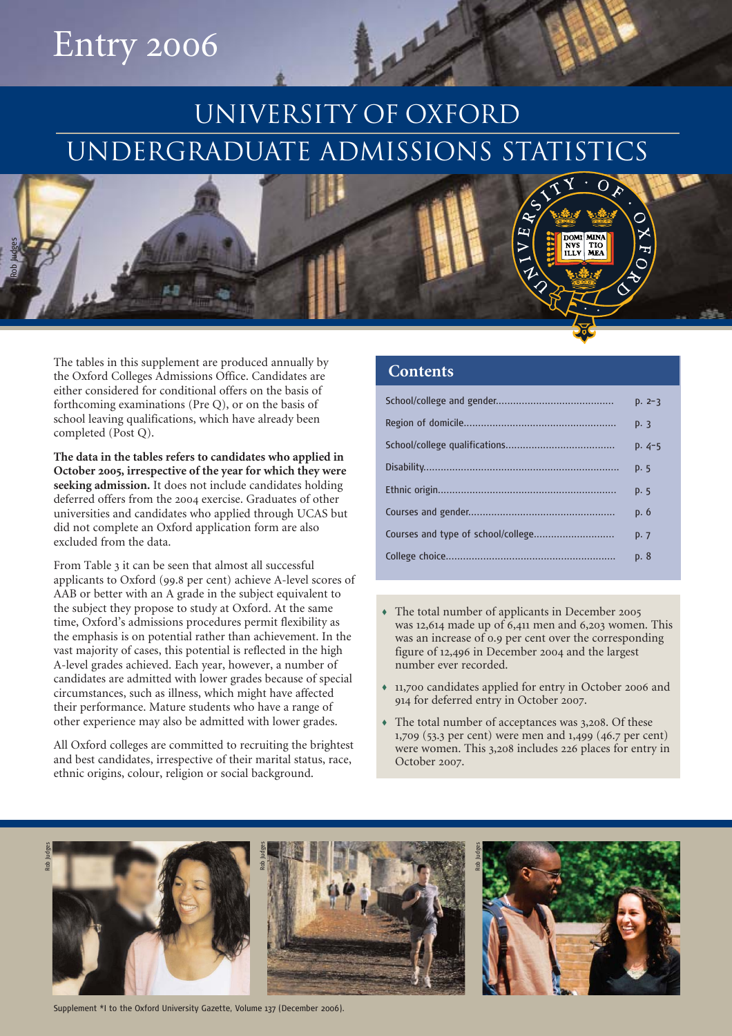# Entry 2006

# UNIVERSITY OF OXFORD
# UNDERGRADUATE ADMISSIONS STATISTICS

The tables in this supplement are produced annually by the Oxford Colleges Admissions Office. Candidates are either considered for conditional offers on the basis of forthcoming examinations (Pre Q), or on the basis of school leaving qualifications, which have already been completed (Post Q).

**The data in the tables refers to candidates who applied in October 2005, irrespective of the year for which they were seeking admission.** It does not include candidates holding deferred offers from the 2004 exercise. Graduates of other universities and candidates who applied through UCAS but did not complete an Oxford application form are also excluded from the data.

From Table 3 it can be seen that almost all successful applicants to Oxford (99.8 per cent) achieve A-level scores of AAB or better with an A grade in the subject equivalent to the subject they propose to study at Oxford. At the same time, Oxford's admissions procedures permit flexibility as the emphasis is on potential rather than achievement. In the vast majority of cases, this potential is reflected in the high A-level grades achieved. Each year, however, a number of candidates are admitted with lower grades because of special circumstances, such as illness, which might have affected their performance. Mature students who have a range of other experience may also be admitted with lower grades.

All Oxford colleges are committed to recruiting the brightest and best candidates, irrespective of their marital status, race, ethnic origins, colour, religion or social background.

## Contents

| | |
|---|---|
| School/college and gender | p. 2–3 |
| Region of domicile | p. 3 |
| School/college qualifications | p. 4–5 |
| Disability | p. 5 |
| Ethnic origin | p. 5 |
| Courses and gender | p. 6 |
| Courses and type of school/college | p. 7 |
| College choice | p. 8 |

- The total number of applicants in December 2005 was 12,614 made up of 6,411 men and 6,203 women. This was an increase of 0.9 per cent over the corresponding figure of 12,496 in December 2004 and the largest number ever recorded.
- 11,700 candidates applied for entry in October 2006 and 914 for deferred entry in October 2007.
- The total number of acceptances was 3,208. Of these 1,709 (53.3 per cent) were men and 1,499 (46.7 per cent) were women. This 3,208 includes 226 places for entry in October 2007.

Supplement *1 to the Oxford University Gazette, Volume 137 (December 2006).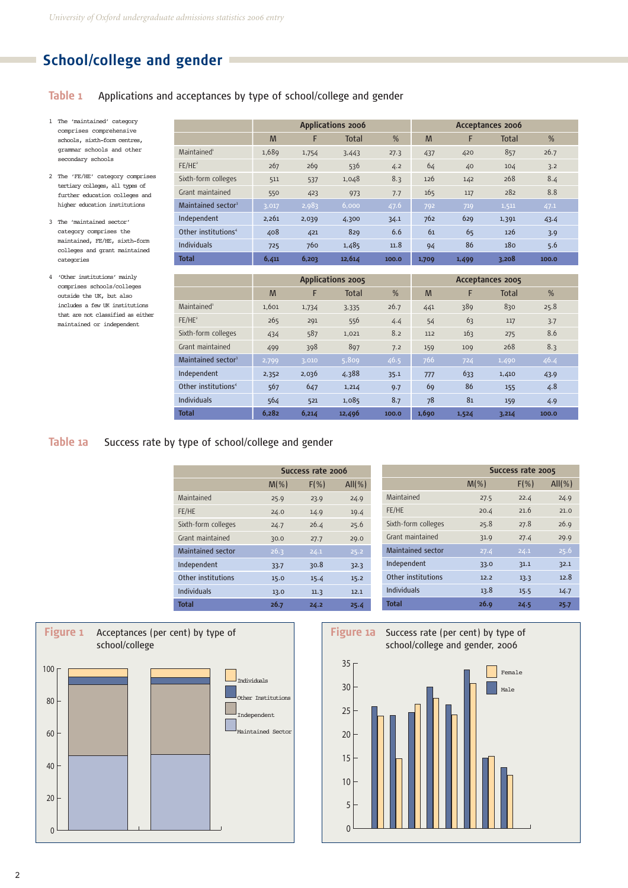## School/college and gender

### Table 1 Applications and acceptances by type of school/college and gender

1. The 'maintained' category comprises comprehensive schools, sixth-form centres, grammar schools and other secondary schools
2. The 'FE/HE' category comprises tertiary colleges, all types of further education colleges and higher education institutions
3. The 'maintained sector' category comprises the maintained, FE/HE, sixth-form colleges and grant maintained categories
4. 'Other institutions' mainly comprises schools/colleges outside the UK, but also includes a few UK institutions that are not classified as either maintained or independent

| | Applications 2006 | | | | Acceptances 2006 | | | |
|---|---|---|---|---|---|---|---|---|
| | M | F | Total | % | M | F | Total | % |
| Maintained[1] | 1,689 | 1,754 | 3,443 | 27.3 | 437 | 420 | 857 | 26.7 |
| FE/HE[2] | 267 | 269 | 536 | 4.2 | 64 | 40 | 104 | 3.2 |
| Sixth-form colleges | 511 | 537 | 1,048 | 8.3 | 126 | 142 | 268 | 8.4 |
| Grant maintained | 550 | 423 | 973 | 7.7 | 165 | 117 | 282 | 8.8 |
| Maintained sector[3] | 3,017 | 2,983 | 6,000 | 47.6 | 792 | 719 | 1,511 | 47.1 |
| Independent | 2,261 | 2,039 | 4,300 | 34.1 | 762 | 629 | 1,391 | 43.4 |
| Other institutions[4] | 408 | 421 | 829 | 6.6 | 61 | 65 | 126 | 3.9 |
| Individuals | 725 | 760 | 1,485 | 11.8 | 94 | 86 | 180 | 5.6 |
| **Total** | **6,411** | **6,203** | **12,614** | **100.0** | **1,709** | **1,499** | **3,208** | **100.0** |

| | Applications 2005 | | | | Acceptances 2005 | | | |
|---|---|---|---|---|---|---|---|---|
| | M | F | Total | % | M | F | Total | % |
| Maintained[1] | 1,601 | 1,734 | 3,335 | 26.7 | 441 | 389 | 830 | 25.8 |
| FE/HE[2] | 265 | 291 | 556 | 4.4 | 54 | 63 | 117 | 3.7 |
| Sixth-form colleges | 434 | 587 | 1,021 | 8.2 | 112 | 163 | 275 | 8.6 |
| Grant maintained | 499 | 398 | 897 | 7.2 | 159 | 109 | 268 | 8.3 |
| Maintained sector[3] | 2,799 | 3,010 | 5,809 | 46.5 | 766 | 724 | 1,490 | 46.4 |
| Independent | 2,352 | 2,036 | 4,388 | 35.1 | 777 | 633 | 1,410 | 43.9 |
| Other institutions[4] | 567 | 647 | 1,214 | 9.7 | 69 | 86 | 155 | 4.8 |
| Individuals | 564 | 521 | 1,085 | 8.7 | 78 | 81 | 159 | 4.9 |
| **Total** | **6,282** | **6,214** | **12,496** | **100.0** | **1,690** | **1,524** | **3,214** | **100.0** |

### Table 1a Success rate by type of school/college and gender

| | Success rate 2006 | | | Success rate 2005 | | |
|---|---|---|---|---|---|---|
| | M(%) | F(%) | All(%) | M(%) | F(%) | All(%) |
| Maintained | 25.9 | 23.9 | 24.9 | 27.5 | 22.4 | 24.9 |
| FE/HE | 24.0 | 14.9 | 19.4 | 20.4 | 21.6 | 21.0 |
| Sixth-form colleges | 24.7 | 26.4 | 25.6 | 25.8 | 27.8 | 26.9 |
| Grant maintained | 30.0 | 27.7 | 29.0 | 31.9 | 27.4 | 29.9 |
| Maintained sector | 26.3 | 24.1 | 25.2 | 27.4 | 24.1 | 25.6 |
| Independent | 33.7 | 30.8 | 32.3 | 33.0 | 31.1 | 32.1 |
| Other institutions | 15.0 | 15.4 | 15.2 | 12.2 | 13.3 | 12.8 |
| Individuals | 13.0 | 11.3 | 12.1 | 13.8 | 15.5 | 14.7 |
| **Total** | **26.7** | **24.2** | **25.4** | **26.9** | **24.5** | **25.7** |

**Figure 1** Acceptances (per cent) by type of school/college

**Figure 1a** Success rate (per cent) by type of school/college and gender, 2006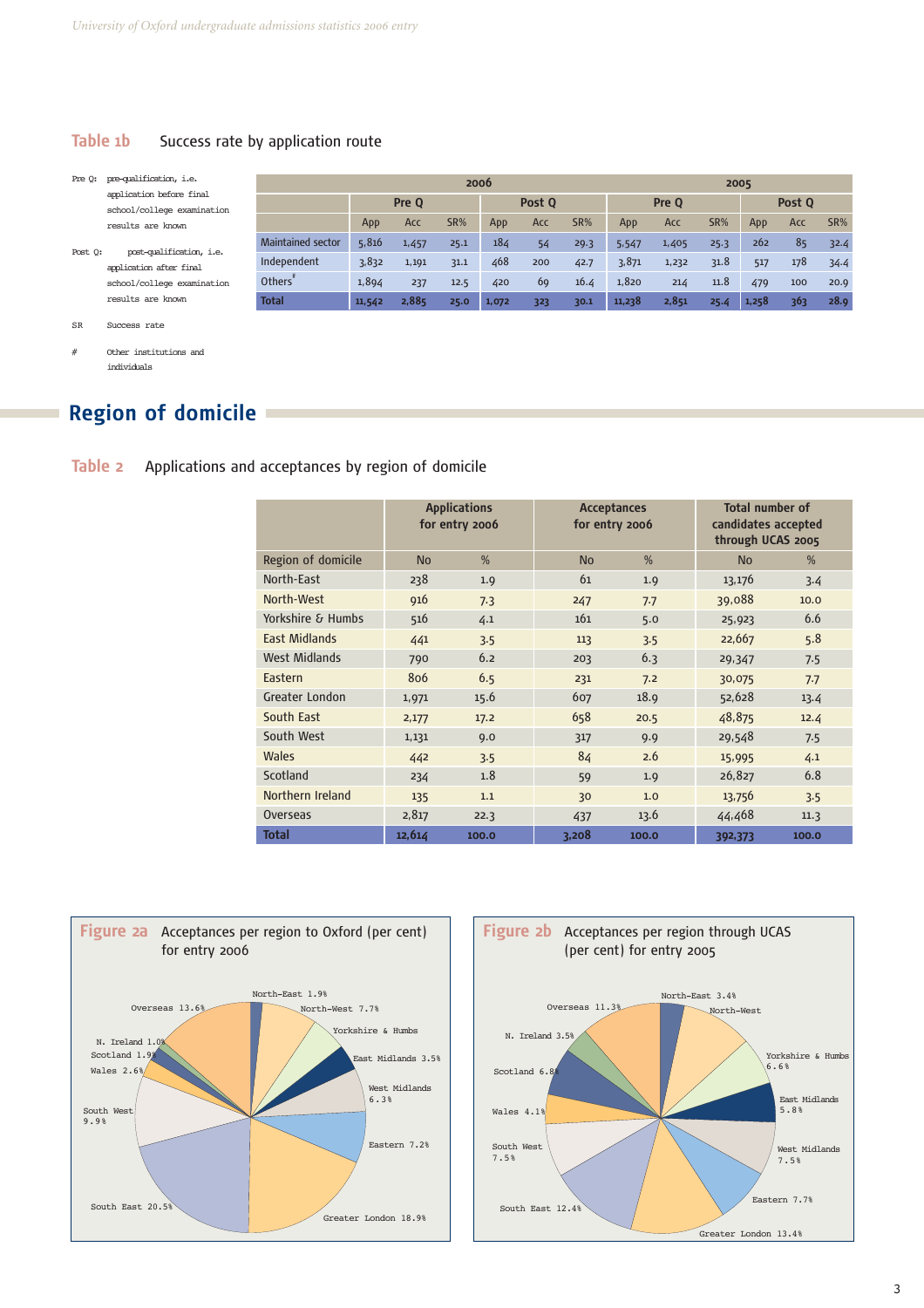## Table 1b Success rate by application route

Pre Q: pre-qualification, i.e. application before final school/college examination results are known

Post Q: post-qualification, i.e. application after final school/college examination results are known

SR Success rate

# Other institutions and individuals

| | 2006 | | | | | | 2005 | | | | | |
|---|---|---|---|---|---|---|---|---|---|---|---|---|
| | Pre Q | | | Post Q | | | Pre Q | | | Post Q | | |
| | App | Acc | SR% | App | Acc | SR% | App | Acc | SR% | App | Acc | SR% |
| Maintained sector | 5,816 | 1,457 | 25.1 | 184 | 54 | 29.3 | 5,547 | 1,405 | 25.3 | 262 | 85 | 32.4 |
| Independent | 3,832 | 1,191 | 31.1 | 468 | 200 | 42.7 | 3,871 | 1,232 | 31.8 | 517 | 178 | 34.4 |
| Others# | 1,894 | 237 | 12.5 | 420 | 69 | 16.4 | 1,820 | 214 | 11.8 | 479 | 100 | 20.9 |
| **Total** | **11,542** | **2,885** | **25.0** | **1,072** | **323** | **30.1** | **11,238** | **2,851** | **25.4** | **1,258** | **363** | **28.9** |

# Region of domicile

## Table 2 Applications and acceptances by region of domicile

| | Applications for entry 2006 | | Acceptances for entry 2006 | | Total number of candidates accepted through UCAS 2005 | |
|---|---|---|---|---|---|---|
| Region of domicile | No | % | No | % | No | % |
| North-East | 238 | 1.9 | 61 | 1.9 | 13,176 | 3.4 |
| North-West | 916 | 7.3 | 247 | 7.7 | 39,088 | 10.0 |
| Yorkshire & Humbs | 516 | 4.1 | 161 | 5.0 | 25,923 | 6.6 |
| East Midlands | 441 | 3.5 | 113 | 3.5 | 22,667 | 5.8 |
| West Midlands | 790 | 6.2 | 203 | 6.3 | 29,347 | 7.5 |
| Eastern | 806 | 6.5 | 231 | 7.2 | 30,075 | 7.7 |
| Greater London | 1,971 | 15.6 | 607 | 18.9 | 52,628 | 13.4 |
| South East | 2,177 | 17.2 | 658 | 20.5 | 48,875 | 12.4 |
| South West | 1,131 | 9.0 | 317 | 9.9 | 29,548 | 7.5 |
| Wales | 442 | 3.5 | 84 | 2.6 | 15,995 | 4.1 |
| Scotland | 234 | 1.8 | 59 | 1.9 | 26,827 | 6.8 |
| Northern Ireland | 135 | 1.1 | 30 | 1.0 | 13,756 | 3.5 |
| Overseas | 2,817 | 22.3 | 437 | 13.6 | 44,468 | 11.3 |
| **Total** | **12,614** | **100.0** | **3,208** | **100.0** | **392,373** | **100.0** |

**Figure 2a** Acceptances per region to Oxford (per cent) for entry 2006

North-East 1.9%, North-West 7.7%, Yorkshire & Humbs 5.0%, East Midlands 3.5%, West Midlands 6.3%, Eastern 7.2%, Greater London 18.9%, South East 20.5%, South West 9.9%, Wales 2.6%, Scotland 1.9%, N. Ireland 1.0%, Overseas 13.6%

**Figure 2b** Acceptances per region through UCAS (per cent) for entry 2005

North-East 3.4%, North-West, Yorkshire & Humbs 6.6%, East Midlands 5.8%, West Midlands 7.5%, Eastern 7.7%, Greater London 13.4%, South East 12.4%, South West 7.5%, Wales 4.1%, Scotland 6.8%, N. Ireland 3.5%, Overseas 11.3%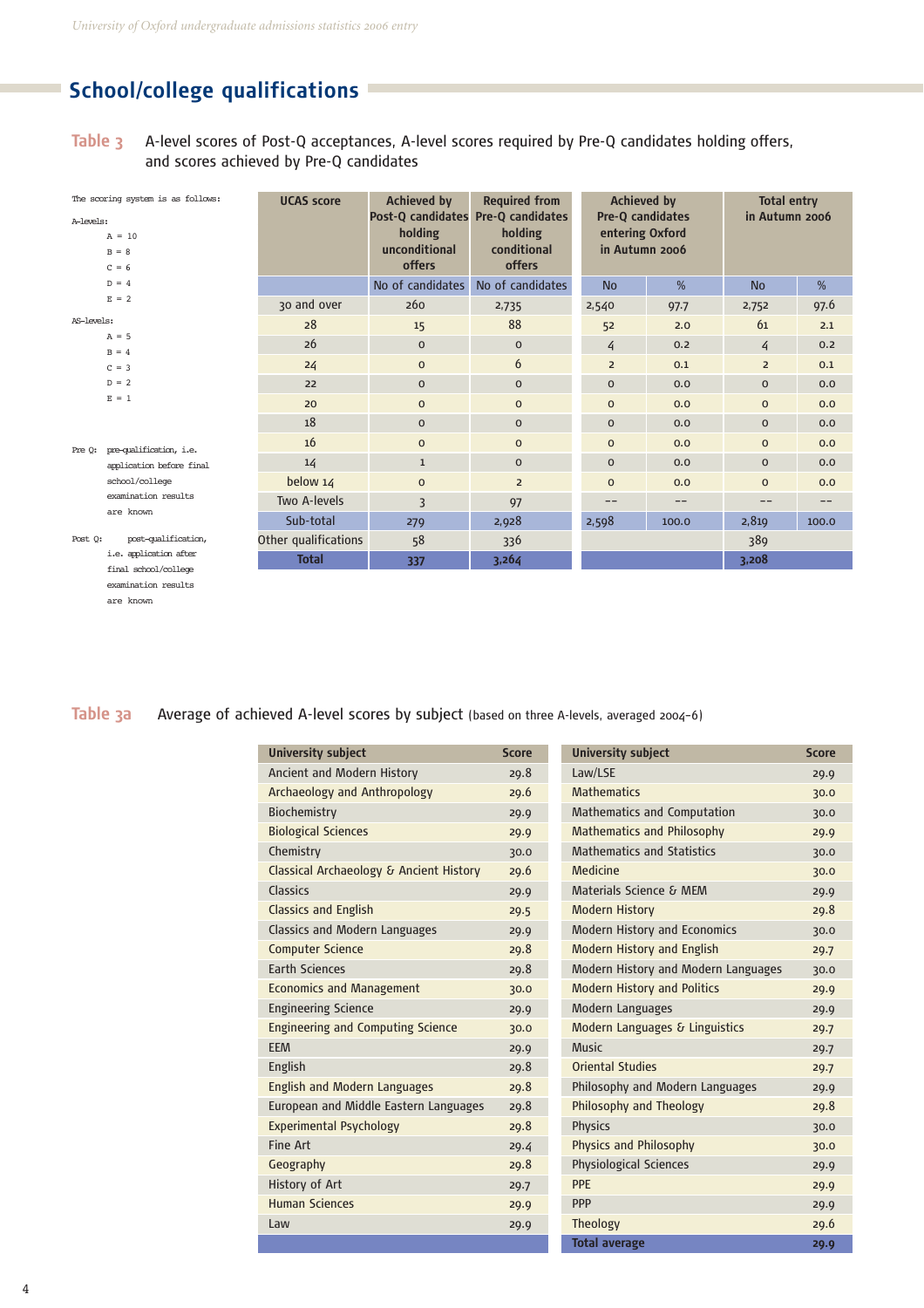## School/college qualifications

**Table 3** A-level scores of Post-Q acceptances, A-level scores required by Pre-Q candidates holding offers, and scores achieved by Pre-Q candidates

The scoring system is as follows:

A-levels:
- A = 10
- B = 8
- C = 6
- D = 4
- E = 2

AS-levels:
- A = 5
- B = 4
- C = 3
- D = 2
- E = 1

Pre Q: pre-qualification, i.e. application before final school/college examination results are known

Post Q: post-qualification, i.e. application after final school/college examination results are known

| UCAS score | Achieved by Post-Q candidates holding unconditional offers | Required from Pre-Q candidates holding conditional offers | Achieved by Pre-Q candidates entering Oxford in Autumn 2006 | | Total entry in Autumn 2006 | |
|---|---|---|---|---|---|---|
| | No of candidates | No of candidates | No | % | No | % |
| 30 and over | 260 | 2,735 | 2,540 | 97.7 | 2,752 | 97.6 |
| 28 | 15 | 88 | 52 | 2.0 | 61 | 2.1 |
| 26 | 0 | 0 | 4 | 0.2 | 4 | 0.2 |
| 24 | 0 | 6 | 2 | 0.1 | 2 | 0.1 |
| 22 | 0 | 0 | 0 | 0.0 | 0 | 0.0 |
| 20 | 0 | 0 | 0 | 0.0 | 0 | 0.0 |
| 18 | 0 | 0 | 0 | 0.0 | 0 | 0.0 |
| 16 | 0 | 0 | 0 | 0.0 | 0 | 0.0 |
| 14 | 1 | 0 | 0 | 0.0 | 0 | 0.0 |
| below 14 | 0 | 2 | 0 | 0.0 | 0 | 0.0 |
| Two A-levels | 3 | 97 | -- | -- | -- | -- |
| Sub-total | 279 | 2,928 | 2,598 | 100.0 | 2,819 | 100.0 |
| Other qualifications | 58 | 336 | | | 389 | |
| **Total** | **337** | **3,264** | | | **3,208** | |

**Table 3a** Average of achieved A-level scores by subject (based on three A-levels, averaged 2004–6)

| University subject | Score | University subject | Score |
|---|---|---|---|
| Ancient and Modern History | 29.8 | Law/LSE | 29.9 |
| Archaeology and Anthropology | 29.6 | Mathematics | 30.0 |
| Biochemistry | 29.9 | Mathematics and Computation | 30.0 |
| Biological Sciences | 29.9 | Mathematics and Philosophy | 29.9 |
| Chemistry | 30.0 | Mathematics and Statistics | 30.0 |
| Classical Archaeology & Ancient History | 29.6 | Medicine | 30.0 |
| Classics | 29.9 | Materials Science & MEM | 29.9 |
| Classics and English | 29.5 | Modern History | 29.8 |
| Classics and Modern Languages | 29.9 | Modern History and Economics | 30.0 |
| Computer Science | 29.8 | Modern History and English | 29.7 |
| Earth Sciences | 29.8 | Modern History and Modern Languages | 30.0 |
| Economics and Management | 30.0 | Modern History and Politics | 29.9 |
| Engineering Science | 29.9 | Modern Languages | 29.9 |
| Engineering and Computing Science | 30.0 | Modern Languages & Linguistics | 29.7 |
| EEM | 29.9 | Music | 29.7 |
| English | 29.8 | Oriental Studies | 29.7 |
| English and Modern Languages | 29.8 | Philosophy and Modern Languages | 29.9 |
| European and Middle Eastern Languages | 29.8 | Philosophy and Theology | 29.8 |
| Experimental Psychology | 29.8 | Physics | 30.0 |
| Fine Art | 29.4 | Physics and Philosophy | 30.0 |
| Geography | 29.8 | Physiological Sciences | 29.9 |
| History of Art | 29.7 | PPE | 29.9 |
| Human Sciences | 29.9 | PPP | 29.9 |
| Law | 29.9 | Theology | 29.6 |
| | | **Total average** | **29.9** |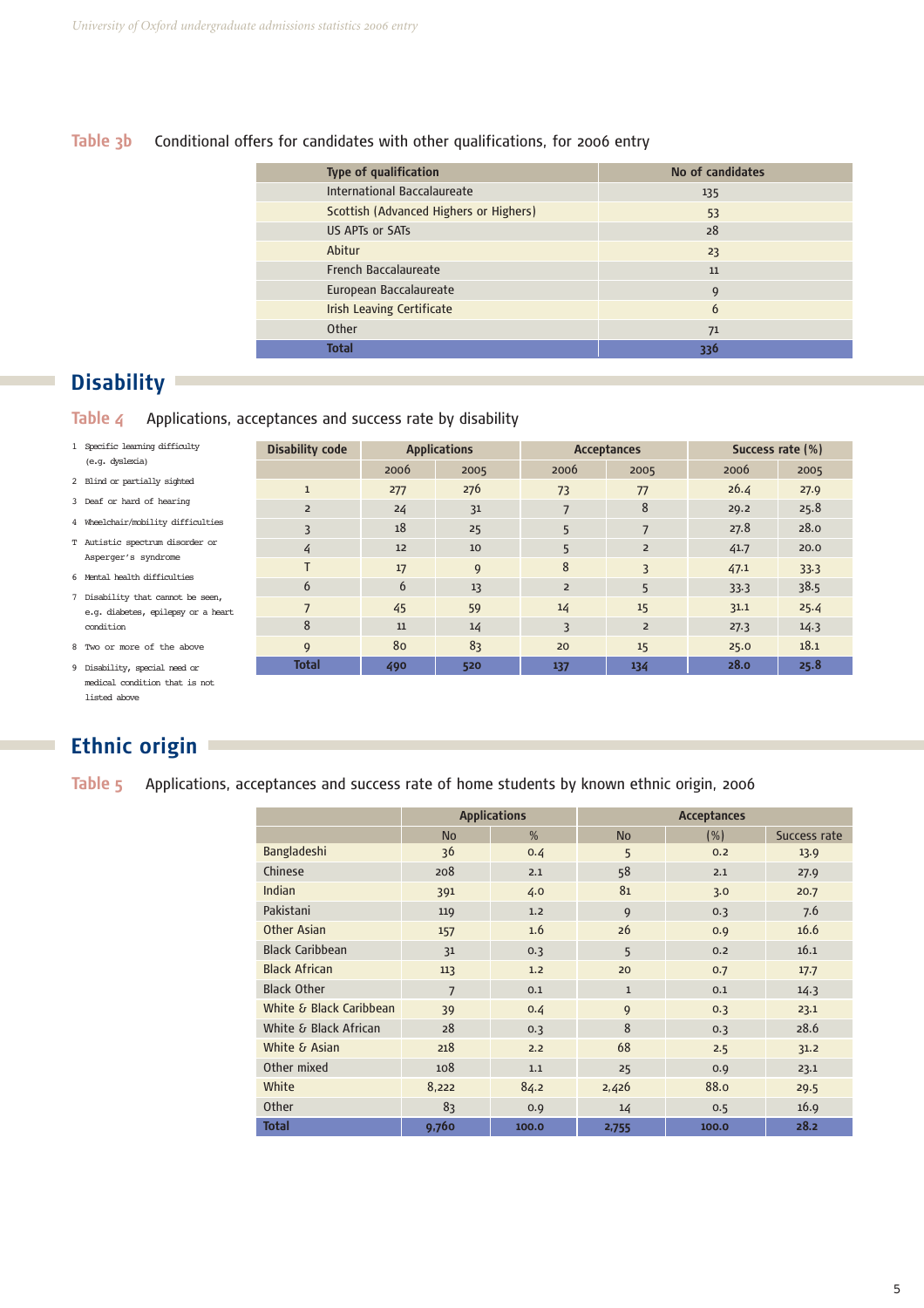**Table 3b** Conditional offers for candidates with other qualifications, for 2006 entry

| Type of qualification | No of candidates |
|---|---|
| International Baccalaureate | 135 |
| Scottish (Advanced Highers or Highers) | 53 |
| US APTs or SATs | 28 |
| Abitur | 23 |
| French Baccalaureate | 11 |
| European Baccalaureate | 9 |
| Irish Leaving Certificate | 6 |
| Other | 71 |
| **Total** | **336** |

## Disability

**Table 4** Applications, acceptances and success rate by disability

1. Specific learning difficulty (e.g. dyslexia)
2. Blind or partially sighted
3. Deaf or hard of hearing
4. Wheelchair/mobility difficulties

T. Autistic spectrum disorder or Asperger's syndrome

6. Mental health difficulties
7. Disability that cannot be seen, e.g. diabetes, epilepsy or a heart condition
8. Two or more of the above
9. Disability, special need or medical condition that is not listed above

| Disability code | Applications | | Acceptances | | Success rate (%) | |
|---|---|---|---|---|---|---|
| | 2006 | 2005 | 2006 | 2005 | 2006 | 2005 |
| 1 | 277 | 276 | 73 | 77 | 26.4 | 27.9 |
| 2 | 24 | 31 | 7 | 8 | 29.2 | 25.8 |
| 3 | 18 | 25 | 5 | 7 | 27.8 | 28.0 |
| 4 | 12 | 10 | 5 | 2 | 41.7 | 20.0 |
| T | 17 | 9 | 8 | 3 | 47.1 | 33.3 |
| 6 | 6 | 13 | 2 | 5 | 33.3 | 38.5 |
| 7 | 45 | 59 | 14 | 15 | 31.1 | 25.4 |
| 8 | 11 | 14 | 3 | 2 | 27.3 | 14.3 |
| 9 | 80 | 83 | 20 | 15 | 25.0 | 18.1 |
| **Total** | **490** | **520** | **137** | **134** | **28.0** | **25.8** |

## Ethnic origin

**Table 5** Applications, acceptances and success rate of home students by known ethnic origin, 2006

| | Applications | | Acceptances | | |
|---|---|---|---|---|---|
| | No | % | No | (%) | Success rate |
| Bangladeshi | 36 | 0.4 | 5 | 0.2 | 13.9 |
| Chinese | 208 | 2.1 | 58 | 2.1 | 27.9 |
| Indian | 391 | 4.0 | 81 | 3.0 | 20.7 |
| Pakistani | 119 | 1.2 | 9 | 0.3 | 7.6 |
| Other Asian | 157 | 1.6 | 26 | 0.9 | 16.6 |
| Black Caribbean | 31 | 0.3 | 5 | 0.2 | 16.1 |
| Black African | 113 | 1.2 | 20 | 0.7 | 17.7 |
| Black Other | 7 | 0.1 | 1 | 0.1 | 14.3 |
| White & Black Caribbean | 39 | 0.4 | 9 | 0.3 | 23.1 |
| White & Black African | 28 | 0.3 | 8 | 0.3 | 28.6 |
| White & Asian | 218 | 2.2 | 68 | 2.5 | 31.2 |
| Other mixed | 108 | 1.1 | 25 | 0.9 | 23.1 |
| White | 8,222 | 84.2 | 2,426 | 88.0 | 29.5 |
| Other | 83 | 0.9 | 14 | 0.5 | 16.9 |
| **Total** | **9,760** | **100.0** | **2,755** | **100.0** | **28.2** |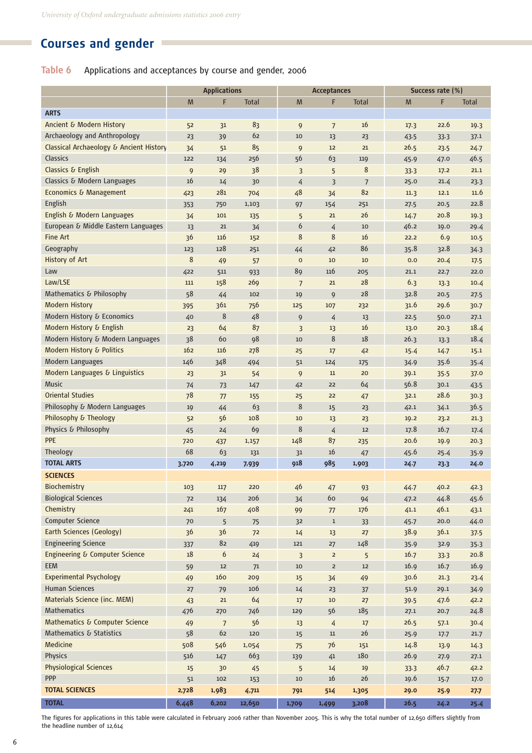## Courses and gender

**Table 6** Applications and acceptances by course and gender, 2006

| | Applications | | | Acceptances | | | Success rate (%) | | |
|---|---|---|---|---|---|---|---|---|---|
| | M | F | Total | M | F | Total | M | F | Total |
| **ARTS** | | | | | | | | | |
| Ancient & Modern History | 52 | 31 | 83 | 9 | 7 | 16 | 17.3 | 22.6 | 19.3 |
| Archaeology and Anthropology | 23 | 39 | 62 | 10 | 13 | 23 | 43.5 | 33.3 | 37.1 |
| Classical Archaeology & Ancient History | 34 | 51 | 85 | 9 | 12 | 21 | 26.5 | 23.5 | 24.7 |
| Classics | 122 | 134 | 256 | 56 | 63 | 119 | 45.9 | 47.0 | 46.5 |
| Classics & English | 9 | 29 | 38 | 3 | 5 | 8 | 33.3 | 17.2 | 21.1 |
| Classics & Modern Languages | 16 | 14 | 30 | 4 | 3 | 7 | 25.0 | 21.4 | 23.3 |
| Economics & Management | 423 | 281 | 704 | 48 | 34 | 82 | 11.3 | 12.1 | 11.6 |
| English | 353 | 750 | 1,103 | 97 | 154 | 251 | 27.5 | 20.5 | 22.8 |
| English & Modern Languages | 34 | 101 | 135 | 5 | 21 | 26 | 14.7 | 20.8 | 19.3 |
| European & Middle Eastern Languages | 13 | 21 | 34 | 6 | 4 | 10 | 46.2 | 19.0 | 29.4 |
| Fine Art | 36 | 116 | 152 | 8 | 8 | 16 | 22.2 | 6.9 | 10.5 |
| Geography | 123 | 128 | 251 | 44 | 42 | 86 | 35.8 | 32.8 | 34.3 |
| History of Art | 8 | 49 | 57 | 0 | 10 | 10 | 0.0 | 20.4 | 17.5 |
| Law | 422 | 511 | 933 | 89 | 116 | 205 | 21.1 | 22.7 | 22.0 |
| Law/LSE | 111 | 158 | 269 | 7 | 21 | 28 | 6.3 | 13.3 | 10.4 |
| Mathematics & Philosophy | 58 | 44 | 102 | 19 | 9 | 28 | 32.8 | 20.5 | 27.5 |
| Modern History | 395 | 361 | 756 | 125 | 107 | 232 | 31.6 | 29.6 | 30.7 |
| Modern History & Economics | 40 | 8 | 48 | 9 | 4 | 13 | 22.5 | 50.0 | 27.1 |
| Modern History & English | 23 | 64 | 87 | 3 | 13 | 16 | 13.0 | 20.3 | 18.4 |
| Modern History & Modern Languages | 38 | 60 | 98 | 10 | 8 | 18 | 26.3 | 13.3 | 18.4 |
| Modern History & Politics | 162 | 116 | 278 | 25 | 17 | 42 | 15.4 | 14.7 | 15.1 |
| Modern Languages | 146 | 348 | 494 | 51 | 124 | 175 | 34.9 | 35.6 | 35.4 |
| Modern Languages & Linguistics | 23 | 31 | 54 | 9 | 11 | 20 | 39.1 | 35.5 | 37.0 |
| Music | 74 | 73 | 147 | 42 | 22 | 64 | 56.8 | 30.1 | 43.5 |
| Oriental Studies | 78 | 77 | 155 | 25 | 22 | 47 | 32.1 | 28.6 | 30.3 |
| Philosophy & Modern Languages | 19 | 44 | 63 | 8 | 15 | 23 | 42.1 | 34.1 | 36.5 |
| Philosophy & Theology | 52 | 56 | 108 | 10 | 13 | 23 | 19.2 | 23.2 | 21.3 |
| Physics & Philosophy | 45 | 24 | 69 | 8 | 4 | 12 | 17.8 | 16.7 | 17.4 |
| PPE | 720 | 437 | 1,157 | 148 | 87 | 235 | 20.6 | 19.9 | 20.3 |
| Theology | 68 | 63 | 131 | 31 | 16 | 47 | 45.6 | 25.4 | 35.9 |
| **TOTAL ARTS** | **3,720** | **4,219** | **7,939** | **918** | **985** | **1,903** | **24.7** | **23.3** | **24.0** |
| **SCIENCES** | | | | | | | | | |
| Biochemistry | 103 | 117 | 220 | 46 | 47 | 93 | 44.7 | 40.2 | 42.3 |
| Biological Sciences | 72 | 134 | 206 | 34 | 60 | 94 | 47.2 | 44.8 | 45.6 |
| Chemistry | 241 | 167 | 408 | 99 | 77 | 176 | 41.1 | 46.1 | 43.1 |
| Computer Science | 70 | 5 | 75 | 32 | 1 | 33 | 45.7 | 20.0 | 44.0 |
| Earth Sciences (Geology) | 36 | 36 | 72 | 14 | 13 | 27 | 38.9 | 36.1 | 37.5 |
| Engineering Science | 337 | 82 | 419 | 121 | 27 | 148 | 35.9 | 32.9 | 35.3 |
| Engineering & Computer Science | 18 | 6 | 24 | 3 | 2 | 5 | 16.7 | 33.3 | 20.8 |
| EEM | 59 | 12 | 71 | 10 | 2 | 12 | 16.9 | 16.7 | 16.9 |
| Experimental Psychology | 49 | 160 | 209 | 15 | 34 | 49 | 30.6 | 21.3 | 23.4 |
| Human Sciences | 27 | 79 | 106 | 14 | 23 | 37 | 51.9 | 29.1 | 34.9 |
| Materials Science (inc. MEM) | 43 | 21 | 64 | 17 | 10 | 27 | 39.5 | 47.6 | 42.2 |
| Mathematics | 476 | 270 | 746 | 129 | 56 | 185 | 27.1 | 20.7 | 24.8 |
| Mathematics & Computer Science | 49 | 7 | 56 | 13 | 4 | 17 | 26.5 | 57.1 | 30.4 |
| Mathematics & Statistics | 58 | 62 | 120 | 15 | 11 | 26 | 25.9 | 17.7 | 21.7 |
| Medicine | 508 | 546 | 1,054 | 75 | 76 | 151 | 14.8 | 13.9 | 14.3 |
| Physics | 516 | 147 | 663 | 139 | 41 | 180 | 26.9 | 27.9 | 27.1 |
| Physiological Sciences | 15 | 30 | 45 | 5 | 14 | 19 | 33.3 | 46.7 | 42.2 |
| PPP | 51 | 102 | 153 | 10 | 16 | 26 | 19.6 | 15.7 | 17.0 |
| **TOTAL SCIENCES** | **2,728** | **1,983** | **4,711** | **791** | **514** | **1,305** | **29.0** | **25.9** | **27.7** |
| **TOTAL** | **6,448** | **6,202** | **12,650** | **1,709** | **1,499** | **3,208** | **26.5** | **24.2** | **25.4** |

The figures for applications in this table were calculated in February 2006 rather than November 2005. This is why the total number of 12,650 differs slightly from the headline number of 12,614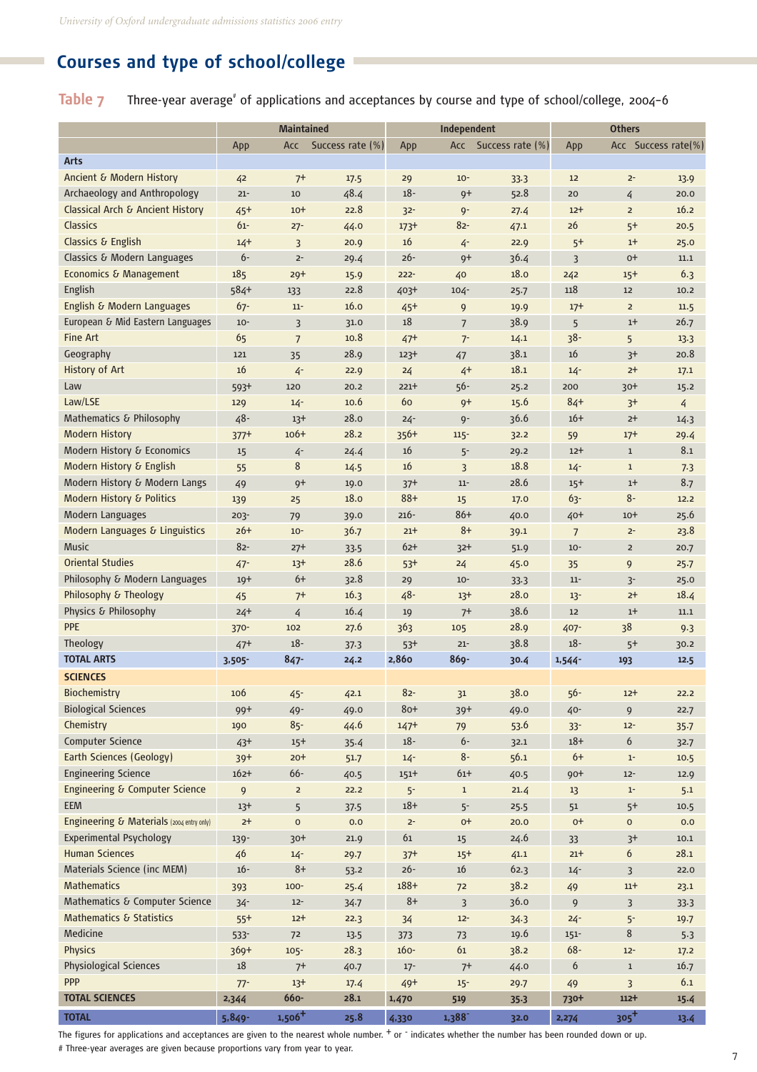## Courses and type of school/college

**Table 7** Three-year average# of applications and acceptances by course and type of school/college, 2004–6

| | Maintained | | | Independent | | | Others | | |
|---|---|---|---|---|---|---|---|---|---|
| | App | Acc | Success rate (%) | App | Acc | Success rate (%) | App | Acc | Success rate(%) |
| **Arts** | | | | | | | | | |
| Ancient & Modern History | 42 | 7+ | 17.5 | 29 | 10- | 33.3 | 12 | 2- | 13.9 |
| Archaeology and Anthropology | 21- | 10 | 48.4 | 18- | 9+ | 52.8 | 20 | 4 | 20.0 |
| Classical Arch & Ancient History | 45+ | 10+ | 22.8 | 32- | 9- | 27.4 | 12+ | 2 | 16.2 |
| Classics | 61- | 27- | 44.0 | 173+ | 82- | 47.1 | 26 | 5+ | 20.5 |
| Classics & English | 14+ | 3 | 20.9 | 16 | 4- | 22.9 | 5+ | 1+ | 25.0 |
| Classics & Modern Languages | 6- | 2- | 29.4 | 26- | 9+ | 36.4 | 3 | 0+ | 11.1 |
| Economics & Management | 185 | 29+ | 15.9 | 222- | 40 | 18.0 | 242 | 15+ | 6.3 |
| English | 584+ | 133 | 22.8 | 403+ | 104- | 25.7 | 118 | 12 | 10.2 |
| English & Modern Languages | 67- | 11- | 16.0 | 45+ | 9 | 19.9 | 17+ | 2 | 11.5 |
| European & Mid Eastern Languages | 10- | 3 | 31.0 | 18 | 7 | 38.9 | 5 | 1+ | 26.7 |
| Fine Art | 65 | 7 | 10.8 | 47+ | 7- | 14.1 | 38- | 5 | 13.3 |
| Geography | 121 | 35 | 28.9 | 123+ | 47 | 38.1 | 16 | 3+ | 20.8 |
| History of Art | 16 | 4- | 22.9 | 24 | 4+ | 18.1 | 14- | 2+ | 17.1 |
| Law | 593+ | 120 | 20.2 | 221+ | 56- | 25.2 | 200 | 30+ | 15.2 |
| Law/LSE | 129 | 14- | 10.6 | 60 | 9+ | 15.6 | 84+ | 3+ | 4 |
| Mathematics & Philosophy | 48- | 13+ | 28.0 | 24- | 9- | 36.6 | 16+ | 2+ | 14.3 |
| Modern History | 377+ | 106+ | 28.2 | 356+ | 115- | 32.2 | 59 | 17+ | 29.4 |
| Modern History & Economics | 15 | 4- | 24.4 | 16 | 5- | 29.2 | 12+ | 1 | 8.1 |
| Modern History & English | 55 | 8 | 14.5 | 16 | 3 | 18.8 | 14- | 1 | 7.3 |
| Modern History & Modern Langs | 49 | 9+ | 19.0 | 37+ | 11- | 28.6 | 15+ | 1+ | 8.7 |
| Modern History & Politics | 139 | 25 | 18.0 | 88+ | 15 | 17.0 | 63- | 8- | 12.2 |
| Modern Languages | 203- | 79 | 39.0 | 216- | 86+ | 40.0 | 40+ | 10+ | 25.6 |
| Modern Languages & Linguistics | 26+ | 10- | 36.7 | 21+ | 8+ | 39.1 | 7 | 2- | 23.8 |
| Music | 82- | 27+ | 33.5 | 62+ | 32+ | 51.9 | 10- | 2 | 20.7 |
| Oriental Studies | 47- | 13+ | 28.6 | 53+ | 24 | 45.0 | 35 | 9 | 25.7 |
| Philosophy & Modern Languages | 19+ | 6+ | 32.8 | 29 | 10- | 33.3 | 11- | 3- | 25.0 |
| Philosophy & Theology | 45 | 7+ | 16.3 | 48- | 13+ | 28.0 | 13- | 2+ | 18.4 |
| Physics & Philosophy | 24+ | 4 | 16.4 | 19 | 7+ | 38.6 | 12 | 1+ | 11.1 |
| PPE | 370- | 102 | 27.6 | 363 | 105 | 28.9 | 407- | 38 | 9.3 |
| Theology | 47+ | 18- | 37.3 | 53+ | 21- | 38.8 | 18- | 5+ | 30.2 |
| **TOTAL ARTS** | **3,505-** | **847-** | **24.2** | **2,860** | **869-** | **30.4** | **1,544-** | **193** | **12.5** |
| **SCIENCES** | | | | | | | | | |
| Biochemistry | 106 | 45- | 42.1 | 82- | 31 | 38.0 | 56- | 12+ | 22.2 |
| Biological Sciences | 99+ | 49- | 49.0 | 80+ | 39+ | 49.0 | 40- | 9 | 22.7 |
| Chemistry | 190 | 85- | 44.6 | 147+ | 79 | 53.6 | 33- | 12- | 35.7 |
| Computer Science | 43+ | 15+ | 35.4 | 18- | 6- | 32.1 | 18+ | 6 | 32.7 |
| Earth Sciences (Geology) | 39+ | 20+ | 51.7 | 14- | 8- | 56.1 | 6+ | 1- | 10.5 |
| Engineering Science | 162+ | 66- | 40.5 | 151+ | 61+ | 40.5 | 90+ | 12- | 12.9 |
| Engineering & Computer Science | 9 | 2 | 22.2 | 5- | 1 | 21.4 | 13 | 1- | 5.1 |
| EEM | 13+ | 5 | 37.5 | 18+ | 5- | 25.5 | 51 | 5+ | 10.5 |
| Engineering & Materials (2004 entry only) | 2+ | 0 | 0.0 | 2- | 0+ | 20.0 | 0+ | 0 | 0.0 |
| Experimental Psychology | 139- | 30+ | 21.9 | 61 | 15 | 24.6 | 33 | 3+ | 10.1 |
| Human Sciences | 46 | 14- | 29.7 | 37+ | 15+ | 41.1 | 21+ | 6 | 28.1 |
| Materials Science (inc MEM) | 16- | 8+ | 53.2 | 26- | 16 | 62.3 | 14- | 3 | 22.0 |
| Mathematics | 393 | 100- | 25.4 | 188+ | 72 | 38.2 | 49 | 11+ | 23.1 |
| Mathematics & Computer Science | 34- | 12- | 34.7 | 8+ | 3 | 36.0 | 9 | 3 | 33.3 |
| Mathematics & Statistics | 55+ | 12+ | 22.3 | 34 | 12- | 34.3 | 24- | 5- | 19.7 |
| Medicine | 533- | 72 | 13.5 | 373 | 73 | 19.6 | 151- | 8 | 5.3 |
| Physics | 369+ | 105- | 28.3 | 160- | 61 | 38.2 | 68- | 12- | 17.2 |
| Physiological Sciences | 18 | 7+ | 40.7 | 17- | 7+ | 44.0 | 6 | 1 | 16.7 |
| PPP | 77- | 13+ | 17.4 | 49+ | 15- | 29.7 | 49 | 3 | 6.1 |
| **TOTAL SCIENCES** | **2,344** | **660-** | **28.1** | **1,470** | **519** | **35.3** | **730+** | **112+** | **15.4** |
| **TOTAL** | **5,849-** | **1,506+** | **25.8** | **4,330** | **1,388-** | **32.0** | **2,274** | **305+** | **13.4** |

The figures for applications and acceptances are given to the nearest whole number. + or - indicates whether the number has been rounded down or up.

# Three-year averages are given because proportions vary from year to year.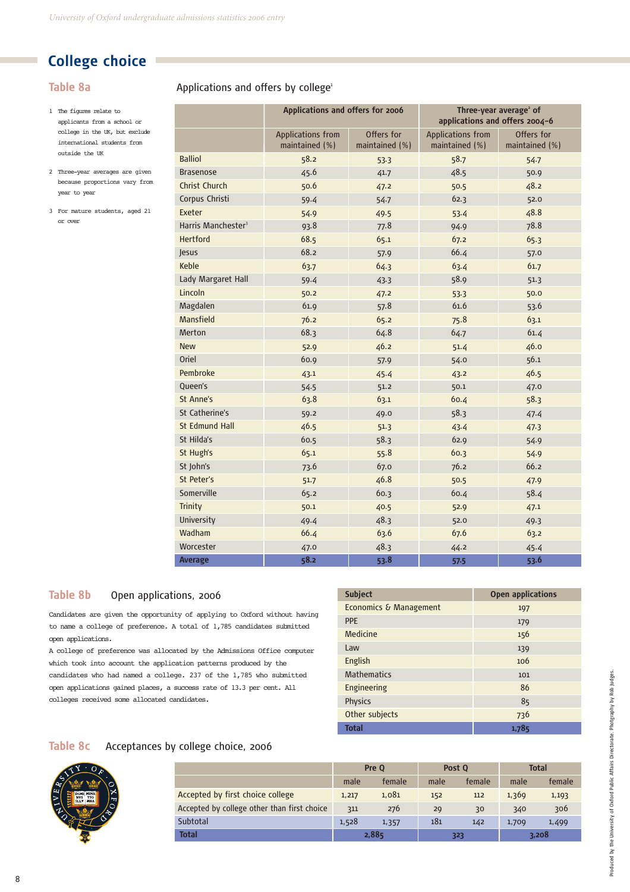# College choice

## Table 8a

Applications and offers by college[1]

1 The figures relate to applicants from a school or college in the UK, but exclude international students from outside the UK

2 Three-year averages are given because proportions vary from year to year

3 For mature students, aged 21 or over

| | Applications and offers for 2006 | | Three-year average[2] of applications and offers 2004–6 | |
|---|---|---|---|---|
| | Applications from maintained (%) | Offers for maintained (%) | Applications from maintained (%) | Offers for maintained (%) |
| Balliol | 58.2 | 53.3 | 58.7 | 54.7 |
| Brasenose | 45.6 | 41.7 | 48.5 | 50.9 |
| Christ Church | 50.6 | 47.2 | 50.5 | 48.2 |
| Corpus Christi | 59.4 | 54.7 | 62.3 | 52.0 |
| Exeter | 54.9 | 49.5 | 53.4 | 48.8 |
| Harris Manchester[3] | 93.8 | 77.8 | 94.9 | 78.8 |
| Hertford | 68.5 | 65.1 | 67.2 | 65.3 |
| Jesus | 68.2 | 57.9 | 66.4 | 57.0 |
| Keble | 63.7 | 64.3 | 63.4 | 61.7 |
| Lady Margaret Hall | 59.4 | 43.3 | 58.9 | 51.3 |
| Lincoln | 50.2 | 47.2 | 53.3 | 50.0 |
| Magdalen | 61.9 | 57.8 | 61.6 | 53.6 |
| Mansfield | 76.2 | 65.2 | 75.8 | 63.1 |
| Merton | 68.3 | 64.8 | 64.7 | 61.4 |
| New | 52.9 | 46.2 | 51.4 | 46.0 |
| Oriel | 60.9 | 57.9 | 54.0 | 56.1 |
| Pembroke | 43.1 | 45.4 | 43.2 | 46.5 |
| Queen's | 54.5 | 51.2 | 50.1 | 47.0 |
| St Anne's | 63.8 | 63.1 | 60.4 | 58.3 |
| St Catherine's | 59.2 | 49.0 | 58.3 | 47.4 |
| St Edmund Hall | 46.5 | 51.3 | 43.4 | 47.3 |
| St Hilda's | 60.5 | 58.3 | 62.9 | 54.9 |
| St Hugh's | 65.1 | 55.8 | 60.3 | 54.9 |
| St John's | 73.6 | 67.0 | 76.2 | 66.2 |
| St Peter's | 51.7 | 46.8 | 50.5 | 47.9 |
| Somerville | 65.2 | 60.3 | 60.4 | 58.4 |
| Trinity | 50.1 | 40.5 | 52.9 | 47.1 |
| University | 49.4 | 48.3 | 52.0 | 49.3 |
| Wadham | 66.4 | 63.6 | 67.6 | 63.2 |
| Worcester | 47.0 | 48.3 | 44.2 | 45.4 |
| **Average** | **58.2** | **53.8** | **57.5** | **53.6** |

## Table 8b Open applications, 2006

Candidates are given the opportunity of applying to Oxford without having to name a college of preference. A total of 1,785 candidates submitted open applications.

A college of preference was allocated by the Admissions Office computer which took into account the application patterns produced by the candidates who had named a college. 237 of the 1,785 who submitted open applications gained places, a success rate of 13.3 per cent. All colleges received some allocated candidates.

| Subject | Open applications |
|---|---|
| Economics & Management | 197 |
| PPE | 179 |
| Medicine | 156 |
| Law | 139 |
| English | 106 |
| Mathematics | 101 |
| Engineering | 86 |
| Physics | 85 |
| Other subjects | 736 |
| **Total** | **1,785** |

## Table 8c Acceptances by college choice, 2006

| | Pre Q | | Post Q | | Total | |
|---|---|---|---|---|---|---|
| | male | female | male | female | male | female |
| Accepted by first choice college | 1,217 | 1,081 | 152 | 112 | 1,369 | 1,193 |
| Accepted by college other than first choice | 311 | 276 | 29 | 30 | 340 | 306 |
| Subtotal | 1,528 | 1,357 | 181 | 142 | 1,709 | 1,499 |
| **Total** | **2,885** | | **323** | | **3,208** | |

Produced by the University of Oxford Public Affairs Directorate. Photography by Rob Judges.